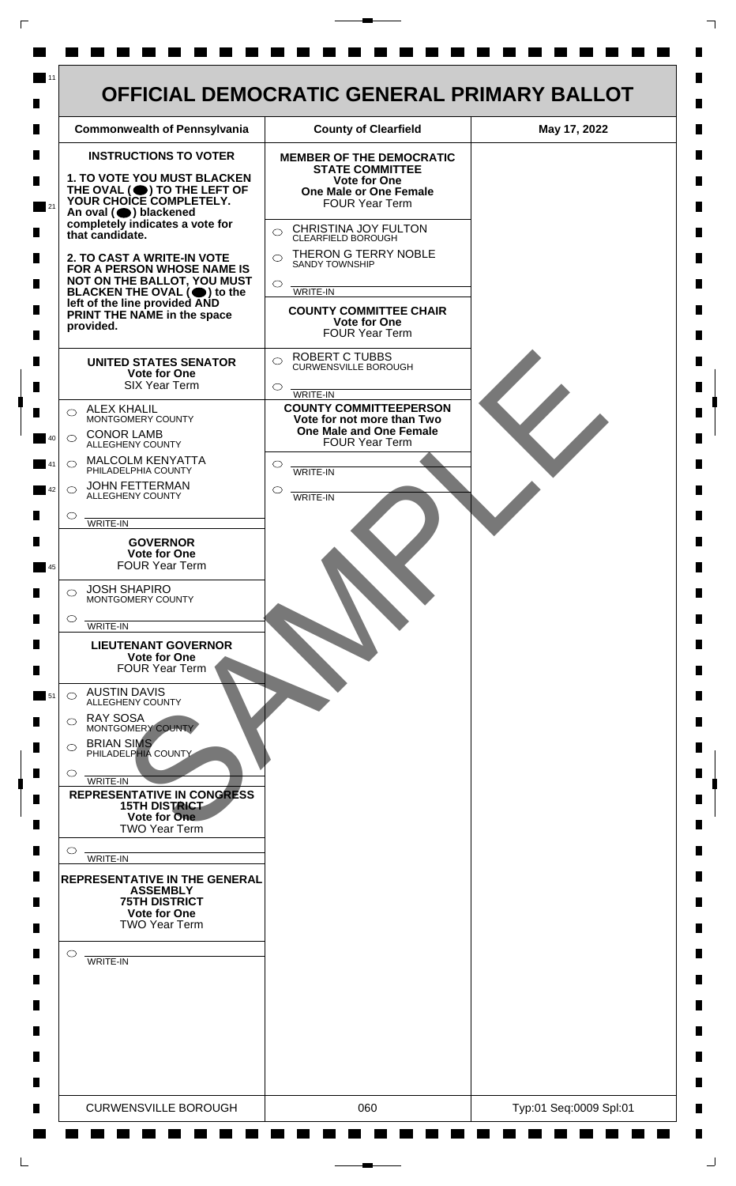# OFFICIAL DEMOCRATIC GENERAL PRIMARY BALLOT

| Commonwealth of Pennsylvania | County of Clearfield | May 17, 2022 |
|---|---|---|

## INSTRUCTIONS TO VOTER

**1. TO VOTE YOU MUST BLACKEN THE OVAL (⬤) TO THE LEFT OF YOUR CHOICE COMPLETELY.** An oval (⬤) blackened completely indicates a vote for that candidate.

**2. TO CAST A WRITE-IN VOTE FOR A PERSON WHOSE NAME IS NOT ON THE BALLOT, YOU MUST BLACKEN THE OVAL (⬤) to the left of the line provided AND PRINT THE NAME in the space provided.**

### UNITED STATES SENATOR
**Vote for One**
SIX Year Term

- ○ ALEX KHALIL — MONTGOMERY COUNTY
- ○ CONOR LAMB — ALLEGHENY COUNTY
- ○ MALCOLM KENYATTA — PHILADELPHIA COUNTY
- ○ JOHN FETTERMAN — ALLEGHENY COUNTY
- ○ ________ WRITE-IN

### GOVERNOR
**Vote for One**
FOUR Year Term

- ○ JOSH SHAPIRO — MONTGOMERY COUNTY
- ○ ________ WRITE-IN

### LIEUTENANT GOVERNOR
**Vote for One**
FOUR Year Term

- ○ AUSTIN DAVIS — ALLEGHENY COUNTY
- ○ RAY SOSA — MONTGOMERY COUNTY
- ○ BRIAN SIMS — PHILADELPHIA COUNTY
- ○ ________ WRITE-IN

### REPRESENTATIVE IN CONGRESS
**15TH DISTRICT**
**Vote for One**
TWO Year Term

- ○ ________ WRITE-IN

### REPRESENTATIVE IN THE GENERAL ASSEMBLY
**75TH DISTRICT**
**Vote for One**
TWO Year Term

- ○ ________ WRITE-IN

### MEMBER OF THE DEMOCRATIC STATE COMMITTEE
**Vote for One**
**One Male or One Female**
FOUR Year Term

- ○ CHRISTINA JOY FULTON — CLEARFIELD BOROUGH
- ○ THERON G TERRY NOBLE — SANDY TOWNSHIP
- ○ ________ WRITE-IN

### COUNTY COMMITTEE CHAIR
**Vote for One**
FOUR Year Term

- ○ ROBERT C TUBBS — CURWENSVILLE BOROUGH
- ○ ________ WRITE-IN

### COUNTY COMMITTEEPERSON
**Vote for not more than Two**
**One Male and One Female**
FOUR Year Term

- ○ ________ WRITE-IN
- ○ ________ WRITE-IN

SAMPLE

| CURWENSVILLE BOROUGH | 060 | Typ:01 Seq:0009 Spl:01 |
|---|---|---|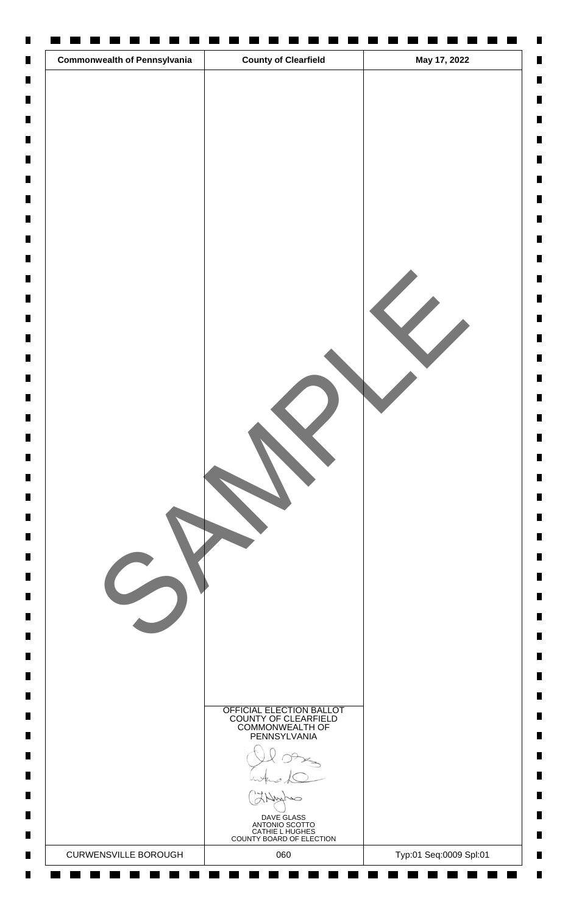| Commonwealth of Pennsylvania | County of Clearfield | May 17, 2022 |
| --- | --- | --- |
| | OFFICIAL ELECTION BALLOT<br>COUNTY OF CLEARFIELD<br>COMMONWEALTH OF PENNSYLVANIA<br>DAVE GLASS<br>ANTONIO SCOTTO<br>CATHIE L HUGHES<br>COUNTY BOARD OF ELECTION | |
| CURWENSVILLE BOROUGH | 060 | Typ:01 Seq:0009 Spl:01 |

SAMPLE